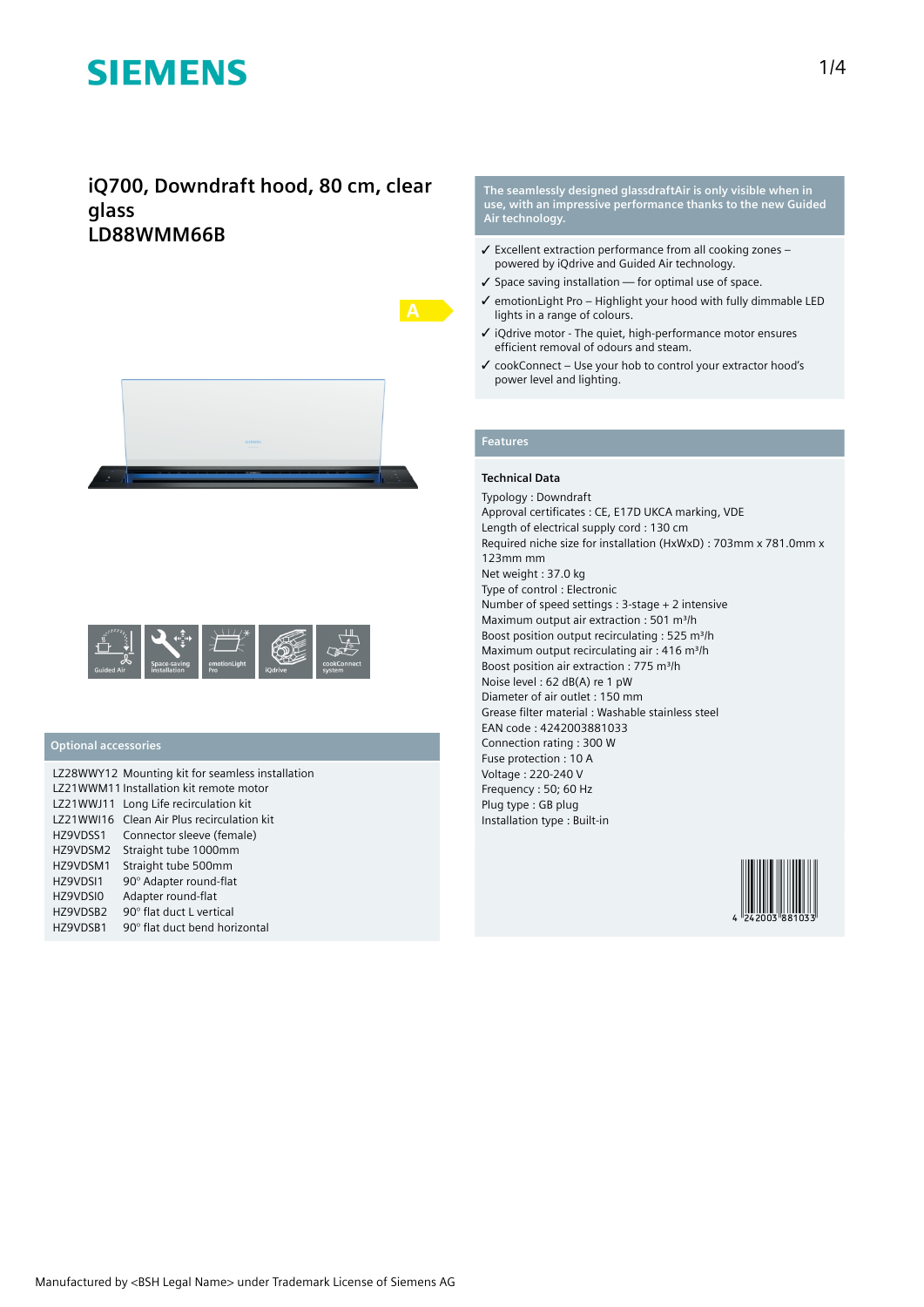# iQ700, Downdraft hood, 80 cm, clear glass
# LD88WMM66B

Guided Air | Space-saving installation | emotionLight Pro | iQdrive | cookConnect system

## Optional accessories

| | |
|---|---|
| LZ28WWY12 | Mounting kit for seamless installation |
| LZ21WWM11 | Installation kit remote motor |
| LZ21WWJ11 | Long Life recirculation kit |
| LZ21WWI16 | Clean Air Plus recirculation kit |
| HZ9VDSS1 | Connector sleeve (female) |
| HZ9VDSM2 | Straight tube 1000mm |
| HZ9VDSM1 | Straight tube 500mm |
| HZ9VDSI1 | 90° Adapter round-flat |
| HZ9VDSI0 | Adapter round-flat |
| HZ9VDSB2 | 90° flat duct L vertical |
| HZ9VDSB1 | 90° flat duct bend horizontal |

**The seamlessly designed glassdraftAir is only visible when in use, with an impressive performance thanks to the new Guided Air technology.**

- ✓ Excellent extraction performance from all cooking zones – powered by iQdrive and Guided Air technology.
- ✓ Space saving installation — for optimal use of space.
- ✓ emotionLight Pro – Highlight your hood with fully dimmable LED lights in a range of colours.
- ✓ iQdrive motor - The quiet, high-performance motor ensures efficient removal of odours and steam.
- ✓ cookConnect – Use your hob to control your extractor hood's power level and lighting.

## Features

### Technical Data

Typology : Downdraft
Approval certificates : CE, E17D UKCA marking, VDE
Length of electrical supply cord : 130 cm
Required niche size for installation (HxWxD) : 703mm x 781.0mm x 123mm mm
Net weight : 37.0 kg
Type of control : Electronic
Number of speed settings : 3-stage + 2 intensive
Maximum output air extraction : 501 m³/h
Boost position output recirculating : 525 m³/h
Maximum output recirculating air : 416 m³/h
Boost position air extraction : 775 m³/h
Noise level : 62 dB(A) re 1 pW
Diameter of air outlet : 150 mm
Grease filter material : Washable stainless steel
EAN code : 4242003881033
Connection rating : 300 W
Fuse protection : 10 A
Voltage : 220-240 V
Frequency : 50; 60 Hz
Plug type : GB plug
Installation type : Built-in

Manufactured by <BSH Legal Name> under Trademark License of Siemens AG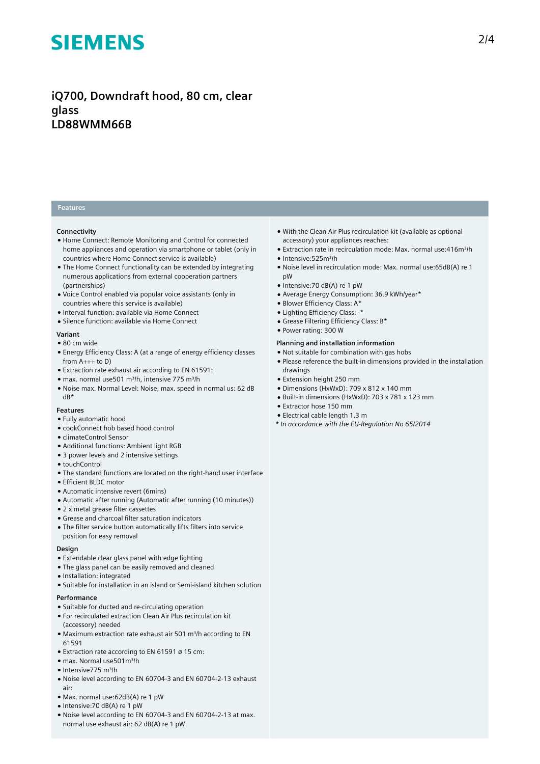# iQ700, Downdraft hood, 80 cm, clear glass
# LD88WMM66B

## Features

### Connectivity

- Home Connect: Remote Monitoring and Control for connected home appliances and operation via smartphone or tablet (only in countries where Home Connect service is available)
- The Home Connect functionality can be extended by integrating numerous applications from external cooperation partners (partnerships)
- Voice Control enabled via popular voice assistants (only in countries where this service is available)
- Interval function: available via Home Connect
- Silence function: available via Home Connect

### Variant

- 80 cm wide
- Energy Efficiency Class: A (at a range of energy efficiency classes from A+++ to D)
- Extraction rate exhaust air according to EN 61591:
- max. normal use501 m³/h, intensive 775 m³/h
- Noise max. Normal Level: Noise, max. speed in normal us: 62 dB dB*

### Features

- Fully automatic hood
- cookConnect hob based hood control
- climateControl Sensor
- Additional functions: Ambient light RGB
- 3 power levels and 2 intensive settings
- touchControl
- The standard functions are located on the right-hand user interface
- Efficient BLDC motor
- Automatic intensive revert (6mins)
- Automatic after running (Automatic after running (10 minutes))
- 2 x metal grease filter cassettes
- Grease and charcoal filter saturation indicators
- The filter service button automatically lifts filters into service position for easy removal

### Design

- Extendable clear glass panel with edge lighting
- The glass panel can be easily removed and cleaned
- Installation: integrated
- Suitable for installation in an island or Semi-island kitchen solution

### Performance

- Suitable for ducted and re-circulating operation
- For recirculated extraction Clean Air Plus recirculation kit (accessory) needed
- Maximum extraction rate exhaust air 501 m³/h according to EN 61591
- Extraction rate according to EN 61591 ø 15 cm:
- max. Normal use501m³/h
- Intensive775 m³/h
- Noise level according to EN 60704-3 and EN 60704-2-13 exhaust air:
- Max. normal use:62dB(A) re 1 pW
- Intensive:70 dB(A) re 1 pW
- Noise level according to EN 60704-3 and EN 60704-2-13 at max. normal use exhaust air: 62 dB(A) re 1 pW
- With the Clean Air Plus recirculation kit (available as optional accessory) your appliances reaches:
- Extraction rate in recirculation mode: Max. normal use:416m³/h
- Intensive:525m³/h
- Noise level in recirculation mode: Max. normal use:65dB(A) re 1 pW
- Intensive:70 dB(A) re 1 pW
- Average Energy Consumption: 36.9 kWh/year*
- Blower Efficiency Class: A*
- Lighting Efficiency Class: -*
- Grease Filtering Efficiency Class: B*
- Power rating: 300 W

### Planning and installation information

- Not suitable for combination with gas hobs
- Please reference the built-in dimensions provided in the installation drawings
- Extension height 250 mm
- Dimensions (HxWxD): 709 x 812 x 140 mm
- Built-in dimensions (HxWxD): 703 x 781 x 123 mm
- Extractor hose 150 mm
- Electrical cable length 1.3 m

*\* In accordance with the EU-Regulation No 65/2014*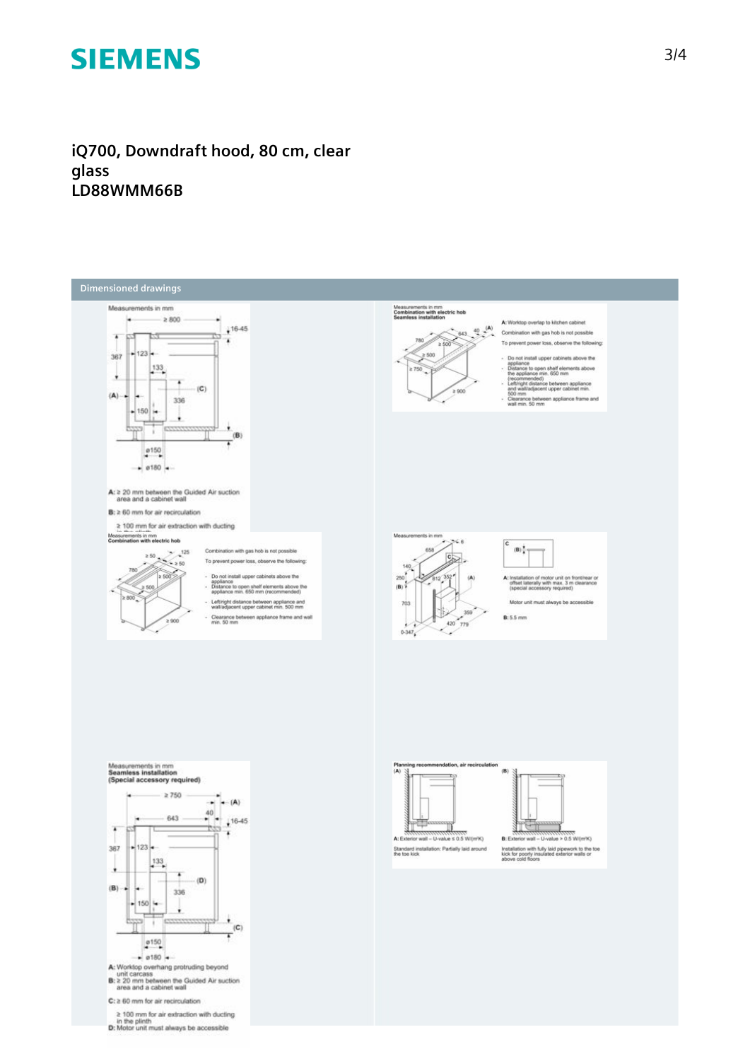# iQ700, Downdraft hood, 80 cm, clear glass
LD88WMM66B

## Dimensioned drawings

Measurements in mm

A: ≥ 20 mm between the Guided Air suction area and a cabinet wall

B: ≥ 60 mm for air recirculation

≥ 100 mm for air extraction with ducting in the plinth

Measurements in mm
Combination with electric hob
Seamless installation

A: Worktop overlap to kitchen cabinet

Combination with gas hob is not possible

To prevent power loss, observe the following:

- Do not install upper cabinets above the appliance
- Distance to open shelf elements above the appliance min. 650 mm (recommended)
- Left/right distance between appliance and wall/adjacent upper cabinet min. 500 mm
- Clearance between appliance frame and wall min. 50 mm

Measurements in mm
Combination with electric hob

Combination with gas hob is not possible

To prevent power loss, observe the following:

- Do not install upper cabinets above the appliance
- Distance to open shelf elements above the appliance min. 650 mm (recommended)
- Left/right distance between appliance and wall/adjacent upper cabinet min. 500 mm
- Clearance between appliance frame and wall min. 50 mm

Measurements in mm

A: Installation of motor unit on front/rear or offset laterally with max. 3 m clearance (special accessory required)

Motor unit must always be accessible

B: 5.5 mm

Measurements in mm
Seamless installation
(Special accessory required)

A: Worktop overhang protruding beyond unit carcass

B: ≥ 20 mm between the Guided Air suction area and a cabinet wall

C: ≥ 60 mm for air recirculation

≥ 100 mm for air extraction with ducting in the plinth

D: Motor unit must always be accessible

Planning recommendation, air recirculation

A: Exterior wall – U-value ≤ 0.5 W/(m²K)

Standard installation: Partially laid around the toe kick

B: Exterior wall – U-value > 0.5 W/(m²K)

Installation with fully laid pipework to the toe kick for poorly insulated exterior walls or above cold floors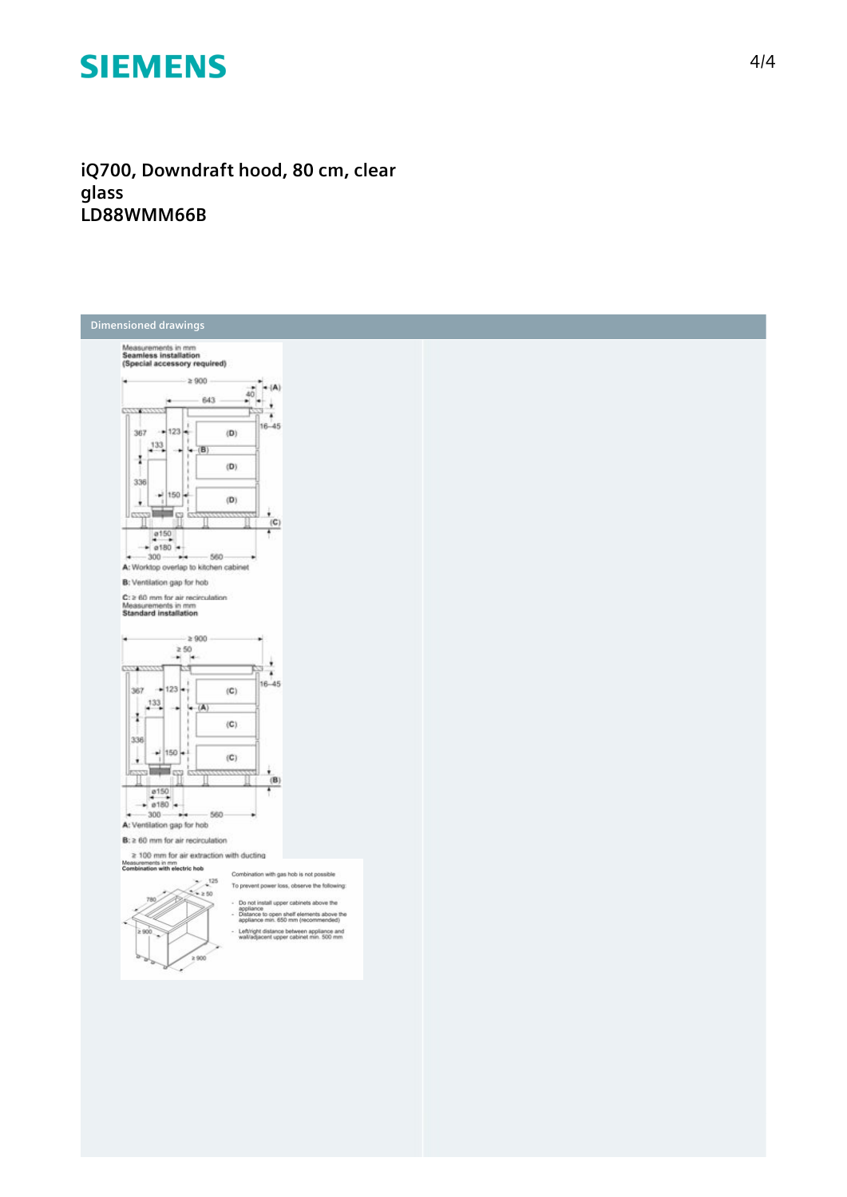# iQ700, Downdraft hood, 80 cm, clear glass
# LD88WMM66B

## Dimensioned drawings

Measurements in mm
**Seamless installation**
**(Special accessory required)**

≥ 900
643
40
(A)
16–45
367
123
133
(B)
(D)
(D)
(D)
336
150
(C)
ø150
ø180
300
560

**A:** Worktop overlap to kitchen cabinet

**B:** Ventilation gap for hob

**C:** ≥ 60 mm for air recirculation

Measurements in mm
**Standard installation**

≥ 900
≥ 50
16–45
367
123
133
(A)
(C)
(C)
(C)
336
150
(B)
ø150
ø180
300
560

**A:** Ventilation gap for hob

**B:** ≥ 60 mm for air recirculation

≥ 100 mm for air extraction with ducting

Measurements in mm
**Combination with electric hob**

125
≥ 50
780
≥ 900
≥ 900

Combination with gas hob is not possible

To prevent power loss, observe the following:

- Do not install upper cabinets above the appliance
- Distance to open shelf elements above the appliance min. 650 mm (recommended)
- Left/right distance between appliance and wall/adjacent upper cabinet min. 500 mm